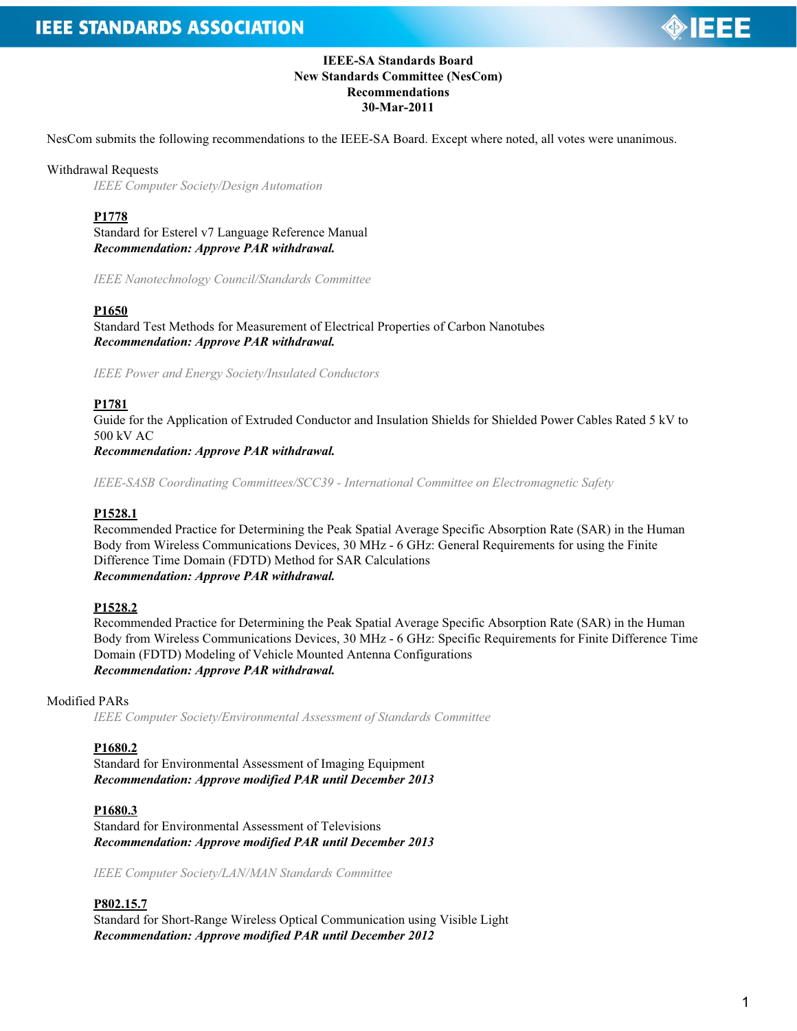**IEEE-SA Standards Board**
**New Standards Committee (NesCom)**
**Recommendations**
**30-Mar-2011**

NesCom submits the following recommendations to the IEEE-SA Board. Except where noted, all votes were unanimous.

Withdrawal Requests

*IEEE Computer Society/Design Automation*

**P1778**
Standard for Esterel v7 Language Reference Manual
***Recommendation: Approve PAR withdrawal.***

*IEEE Nanotechnology Council/Standards Committee*

**P1650**
Standard Test Methods for Measurement of Electrical Properties of Carbon Nanotubes
***Recommendation: Approve PAR withdrawal.***

*IEEE Power and Energy Society/Insulated Conductors*

**P1781**
Guide for the Application of Extruded Conductor and Insulation Shields for Shielded Power Cables Rated 5 kV to 500 kV AC
***Recommendation: Approve PAR withdrawal.***

*IEEE-SASB Coordinating Committees/SCC39 - International Committee on Electromagnetic Safety*

**P1528.1**
Recommended Practice for Determining the Peak Spatial Average Specific Absorption Rate (SAR) in the Human Body from Wireless Communications Devices, 30 MHz - 6 GHz: General Requirements for using the Finite Difference Time Domain (FDTD) Method for SAR Calculations
***Recommendation: Approve PAR withdrawal.***

**P1528.2**
Recommended Practice for Determining the Peak Spatial Average Specific Absorption Rate (SAR) in the Human Body from Wireless Communications Devices, 30 MHz - 6 GHz: Specific Requirements for Finite Difference Time Domain (FDTD) Modeling of Vehicle Mounted Antenna Configurations
***Recommendation: Approve PAR withdrawal.***

Modified PARs

*IEEE Computer Society/Environmental Assessment of Standards Committee*

**P1680.2**
Standard for Environmental Assessment of Imaging Equipment
***Recommendation: Approve modified PAR until December 2013***

**P1680.3**
Standard for Environmental Assessment of Televisions
***Recommendation: Approve modified PAR until December 2013***

*IEEE Computer Society/LAN/MAN Standards Committee*

**P802.15.7**
Standard for Short-Range Wireless Optical Communication using Visible Light
***Recommendation: Approve modified PAR until December 2012***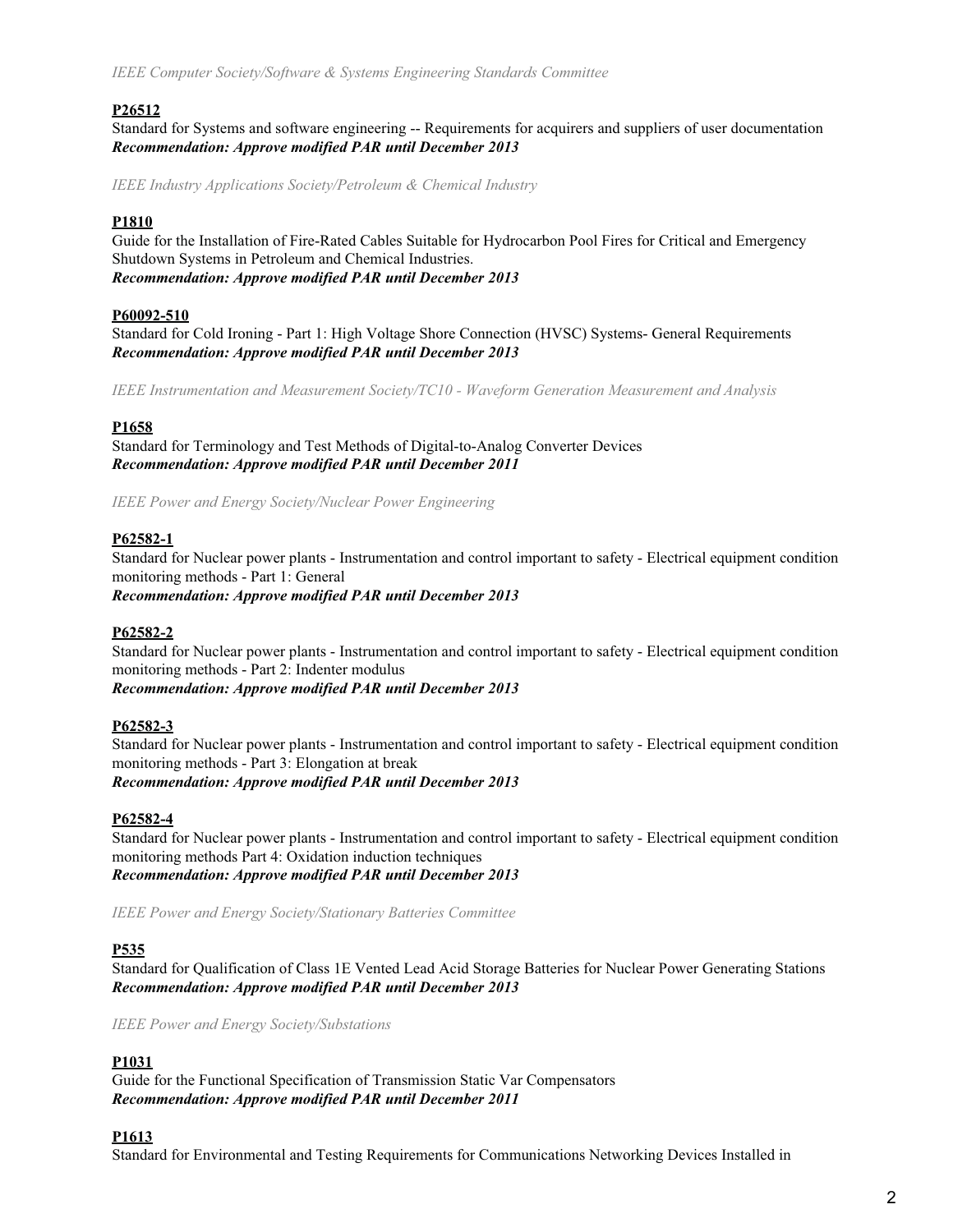*IEEE Computer Society/Software & Systems Engineering Standards Committee*

**P26512**
Standard for Systems and software engineering -- Requirements for acquirers and suppliers of user documentation
***Recommendation: Approve modified PAR until December 2013***

*IEEE Industry Applications Society/Petroleum & Chemical Industry*

**P1810**
Guide for the Installation of Fire-Rated Cables Suitable for Hydrocarbon Pool Fires for Critical and Emergency Shutdown Systems in Petroleum and Chemical Industries.
***Recommendation: Approve modified PAR until December 2013***

**P60092-510**
Standard for Cold Ironing - Part 1: High Voltage Shore Connection (HVSC) Systems- General Requirements
***Recommendation: Approve modified PAR until December 2013***

*IEEE Instrumentation and Measurement Society/TC10 - Waveform Generation Measurement and Analysis*

**P1658**
Standard for Terminology and Test Methods of Digital-to-Analog Converter Devices
***Recommendation: Approve modified PAR until December 2011***

*IEEE Power and Energy Society/Nuclear Power Engineering*

**P62582-1**
Standard for Nuclear power plants - Instrumentation and control important to safety - Electrical equipment condition monitoring methods - Part 1: General
***Recommendation: Approve modified PAR until December 2013***

**P62582-2**
Standard for Nuclear power plants - Instrumentation and control important to safety - Electrical equipment condition monitoring methods - Part 2: Indenter modulus
***Recommendation: Approve modified PAR until December 2013***

**P62582-3**
Standard for Nuclear power plants - Instrumentation and control important to safety - Electrical equipment condition monitoring methods - Part 3: Elongation at break
***Recommendation: Approve modified PAR until December 2013***

**P62582-4**
Standard for Nuclear power plants - Instrumentation and control important to safety - Electrical equipment condition monitoring methods Part 4: Oxidation induction techniques
***Recommendation: Approve modified PAR until December 2013***

*IEEE Power and Energy Society/Stationary Batteries Committee*

**P535**
Standard for Qualification of Class 1E Vented Lead Acid Storage Batteries for Nuclear Power Generating Stations
***Recommendation: Approve modified PAR until December 2013***

*IEEE Power and Energy Society/Substations*

**P1031**
Guide for the Functional Specification of Transmission Static Var Compensators
***Recommendation: Approve modified PAR until December 2011***

**P1613**
Standard for Environmental and Testing Requirements for Communications Networking Devices Installed in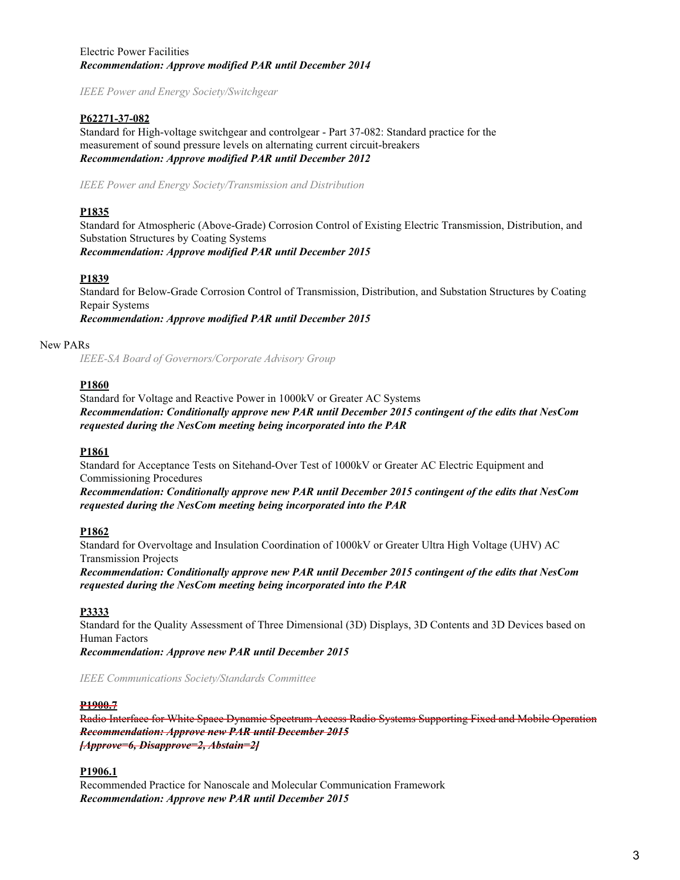Electric Power Facilities
***Recommendation: Approve modified PAR until December 2014***

*IEEE Power and Energy Society/Switchgear*

**P62271-37-082**
Standard for High-voltage switchgear and controlgear - Part 37-082: Standard practice for the measurement of sound pressure levels on alternating current circuit-breakers
***Recommendation: Approve modified PAR until December 2012***

*IEEE Power and Energy Society/Transmission and Distribution*

**P1835**
Standard for Atmospheric (Above-Grade) Corrosion Control of Existing Electric Transmission, Distribution, and Substation Structures by Coating Systems
***Recommendation: Approve modified PAR until December 2015***

**P1839**
Standard for Below-Grade Corrosion Control of Transmission, Distribution, and Substation Structures by Coating Repair Systems
***Recommendation: Approve modified PAR until December 2015***

New PARs

*IEEE-SA Board of Governors/Corporate Advisory Group*

**P1860**
Standard for Voltage and Reactive Power in 1000kV or Greater AC Systems
***Recommendation: Conditionally approve new PAR until December 2015 contingent of the edits that NesCom requested during the NesCom meeting being incorporated into the PAR***

**P1861**
Standard for Acceptance Tests on Sitehand-Over Test of 1000kV or Greater AC Electric Equipment and Commissioning Procedures
***Recommendation: Conditionally approve new PAR until December 2015 contingent of the edits that NesCom requested during the NesCom meeting being incorporated into the PAR***

**P1862**
Standard for Overvoltage and Insulation Coordination of 1000kV or Greater Ultra High Voltage (UHV) AC Transmission Projects
***Recommendation: Conditionally approve new PAR until December 2015 contingent of the edits that NesCom requested during the NesCom meeting being incorporated into the PAR***

**P3333**
Standard for the Quality Assessment of Three Dimensional (3D) Displays, 3D Contents and 3D Devices based on Human Factors
***Recommendation: Approve new PAR until December 2015***

*IEEE Communications Society/Standards Committee*

~~**P1900.7**~~
~~Radio Interface for White Space Dynamic Spectrum Access Radio Systems Supporting Fixed and Mobile Operation~~
~~***Recommendation: Approve new PAR until December 2015***~~
~~***[Approve=6, Disapprove=2, Abstain=2]***~~

**P1906.1**
Recommended Practice for Nanoscale and Molecular Communication Framework
***Recommendation: Approve new PAR until December 2015***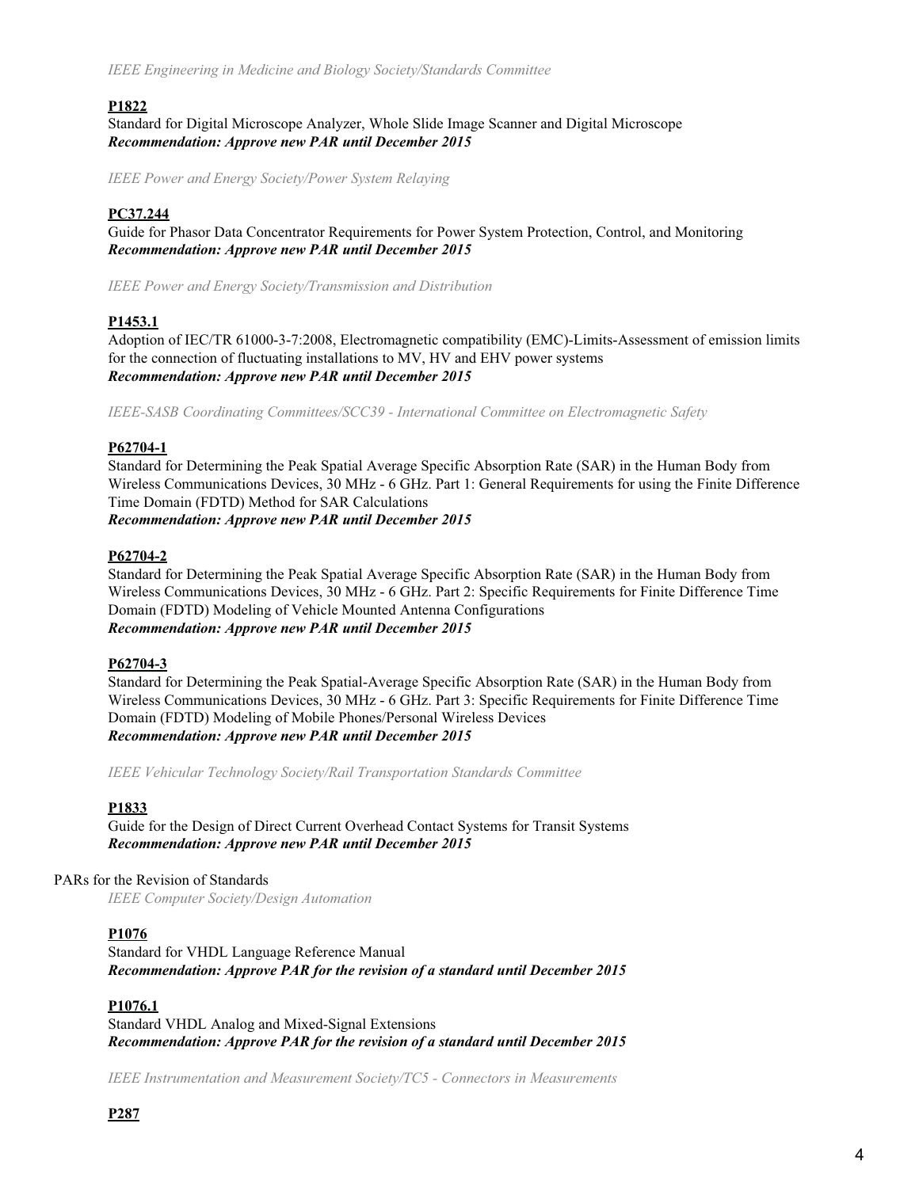*IEEE Engineering in Medicine and Biology Society/Standards Committee*

**P1822**

Standard for Digital Microscope Analyzer, Whole Slide Image Scanner and Digital Microscope

***Recommendation: Approve new PAR until December 2015***

*IEEE Power and Energy Society/Power System Relaying*

**PC37.244**

Guide for Phasor Data Concentrator Requirements for Power System Protection, Control, and Monitoring

***Recommendation: Approve new PAR until December 2015***

*IEEE Power and Energy Society/Transmission and Distribution*

**P1453.1**

Adoption of IEC/TR 61000-3-7:2008, Electromagnetic compatibility (EMC)-Limits-Assessment of emission limits for the connection of fluctuating installations to MV, HV and EHV power systems

***Recommendation: Approve new PAR until December 2015***

*IEEE-SASB Coordinating Committees/SCC39 - International Committee on Electromagnetic Safety*

**P62704-1**

Standard for Determining the Peak Spatial Average Specific Absorption Rate (SAR) in the Human Body from Wireless Communications Devices, 30 MHz - 6 GHz. Part 1: General Requirements for using the Finite Difference Time Domain (FDTD) Method for SAR Calculations

***Recommendation: Approve new PAR until December 2015***

**P62704-2**

Standard for Determining the Peak Spatial Average Specific Absorption Rate (SAR) in the Human Body from Wireless Communications Devices, 30 MHz - 6 GHz. Part 2: Specific Requirements for Finite Difference Time Domain (FDTD) Modeling of Vehicle Mounted Antenna Configurations

***Recommendation: Approve new PAR until December 2015***

**P62704-3**

Standard for Determining the Peak Spatial-Average Specific Absorption Rate (SAR) in the Human Body from Wireless Communications Devices, 30 MHz - 6 GHz. Part 3: Specific Requirements for Finite Difference Time Domain (FDTD) Modeling of Mobile Phones/Personal Wireless Devices

***Recommendation: Approve new PAR until December 2015***

*IEEE Vehicular Technology Society/Rail Transportation Standards Committee*

**P1833**

Guide for the Design of Direct Current Overhead Contact Systems for Transit Systems

***Recommendation: Approve new PAR until December 2015***

PARs for the Revision of Standards

*IEEE Computer Society/Design Automation*

**P1076**

Standard for VHDL Language Reference Manual

***Recommendation: Approve PAR for the revision of a standard until December 2015***

**P1076.1**

Standard VHDL Analog and Mixed-Signal Extensions

***Recommendation: Approve PAR for the revision of a standard until December 2015***

*IEEE Instrumentation and Measurement Society/TC5 - Connectors in Measurements*

**P287**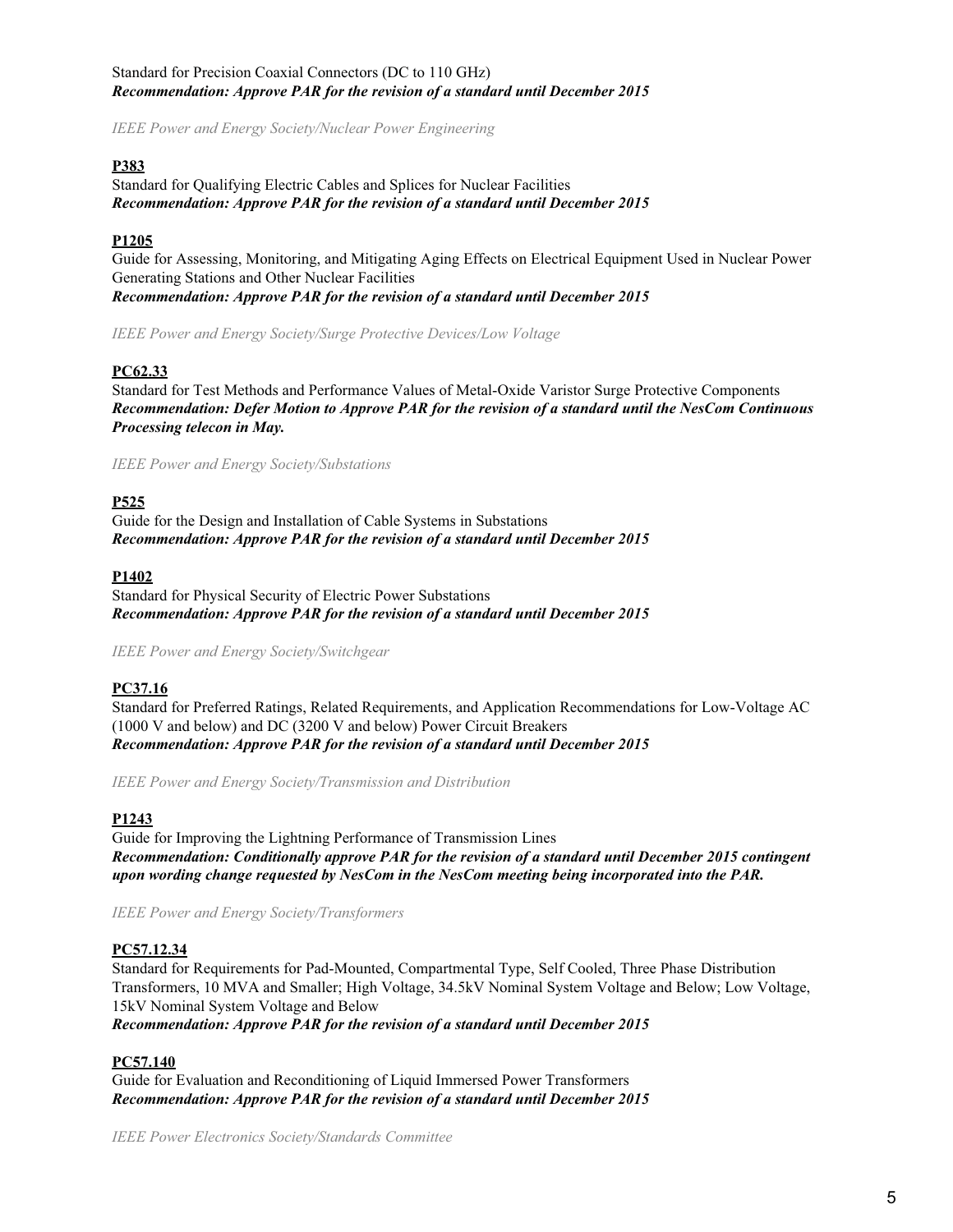Standard for Precision Coaxial Connectors (DC to 110 GHz)
***Recommendation: Approve PAR for the revision of a standard until December 2015***

*IEEE Power and Energy Society/Nuclear Power Engineering*

**P383**
Standard for Qualifying Electric Cables and Splices for Nuclear Facilities
***Recommendation: Approve PAR for the revision of a standard until December 2015***

**P1205**
Guide for Assessing, Monitoring, and Mitigating Aging Effects on Electrical Equipment Used in Nuclear Power Generating Stations and Other Nuclear Facilities
***Recommendation: Approve PAR for the revision of a standard until December 2015***

*IEEE Power and Energy Society/Surge Protective Devices/Low Voltage*

**PC62.33**
Standard for Test Methods and Performance Values of Metal-Oxide Varistor Surge Protective Components
***Recommendation: Defer Motion to Approve PAR for the revision of a standard until the NesCom Continuous Processing telecon in May.***

*IEEE Power and Energy Society/Substations*

**P525**
Guide for the Design and Installation of Cable Systems in Substations
***Recommendation: Approve PAR for the revision of a standard until December 2015***

**P1402**
Standard for Physical Security of Electric Power Substations
***Recommendation: Approve PAR for the revision of a standard until December 2015***

*IEEE Power and Energy Society/Switchgear*

**PC37.16**
Standard for Preferred Ratings, Related Requirements, and Application Recommendations for Low-Voltage AC (1000 V and below) and DC (3200 V and below) Power Circuit Breakers
***Recommendation: Approve PAR for the revision of a standard until December 2015***

*IEEE Power and Energy Society/Transmission and Distribution*

**P1243**
Guide for Improving the Lightning Performance of Transmission Lines
***Recommendation: Conditionally approve PAR for the revision of a standard until December 2015 contingent upon wording change requested by NesCom in the NesCom meeting being incorporated into the PAR.***

*IEEE Power and Energy Society/Transformers*

**PC57.12.34**
Standard for Requirements for Pad-Mounted, Compartmental Type, Self Cooled, Three Phase Distribution Transformers, 10 MVA and Smaller; High Voltage, 34.5kV Nominal System Voltage and Below; Low Voltage, 15kV Nominal System Voltage and Below
***Recommendation: Approve PAR for the revision of a standard until December 2015***

**PC57.140**
Guide for Evaluation and Reconditioning of Liquid Immersed Power Transformers
***Recommendation: Approve PAR for the revision of a standard until December 2015***

*IEEE Power Electronics Society/Standards Committee*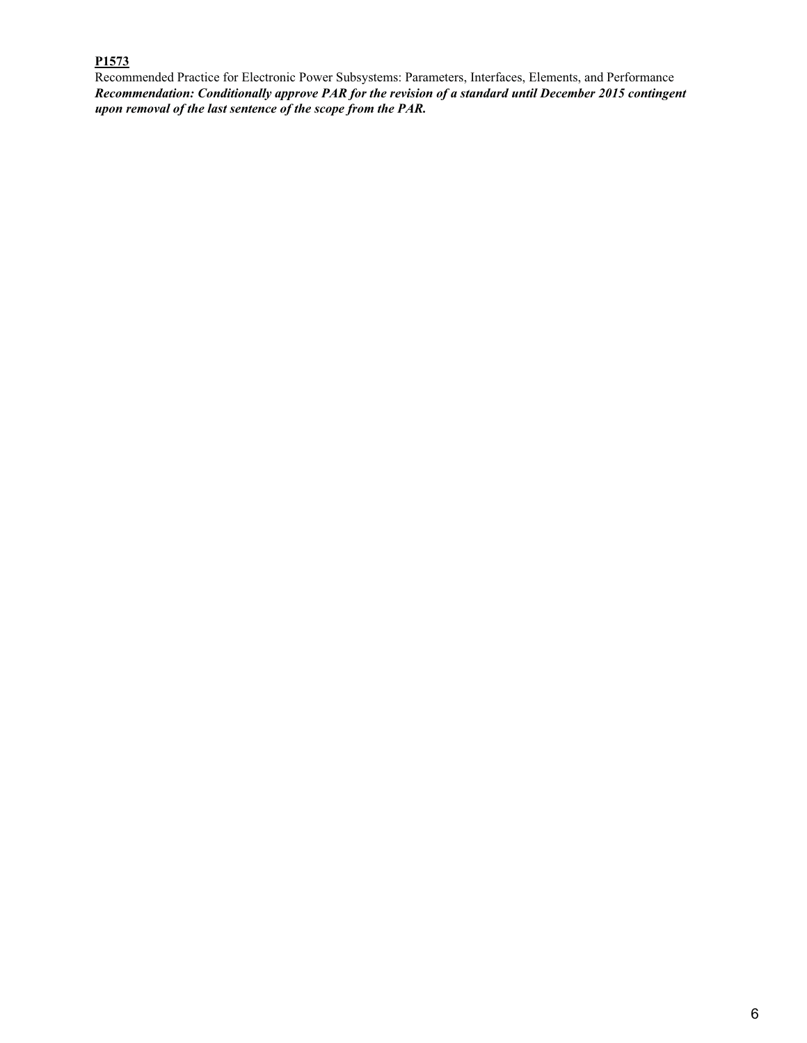<u>**P1573**</u>

Recommended Practice for Electronic Power Subsystems: Parameters, Interfaces, Elements, and Performance

***Recommendation: Conditionally approve PAR for the revision of a standard until December 2015 contingent upon removal of the last sentence of the scope from the PAR.***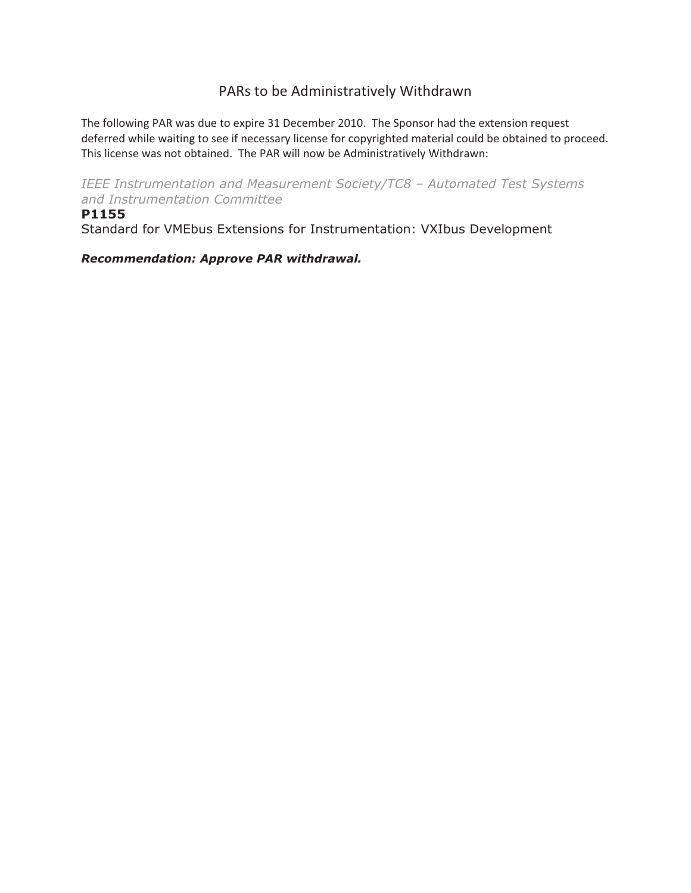# PARs to be Administratively Withdrawn

The following PAR was due to expire 31 December 2010. The Sponsor had the extension request deferred while waiting to see if necessary license for copyrighted material could be obtained to proceed. This license was not obtained. The PAR will now be Administratively Withdrawn:

*IEEE Instrumentation and Measurement Society/TC8 – Automated Test Systems and Instrumentation Committee*

**P1155**

Standard for VMEbus Extensions for Instrumentation: VXIbus Development

***Recommendation: Approve PAR withdrawal.***